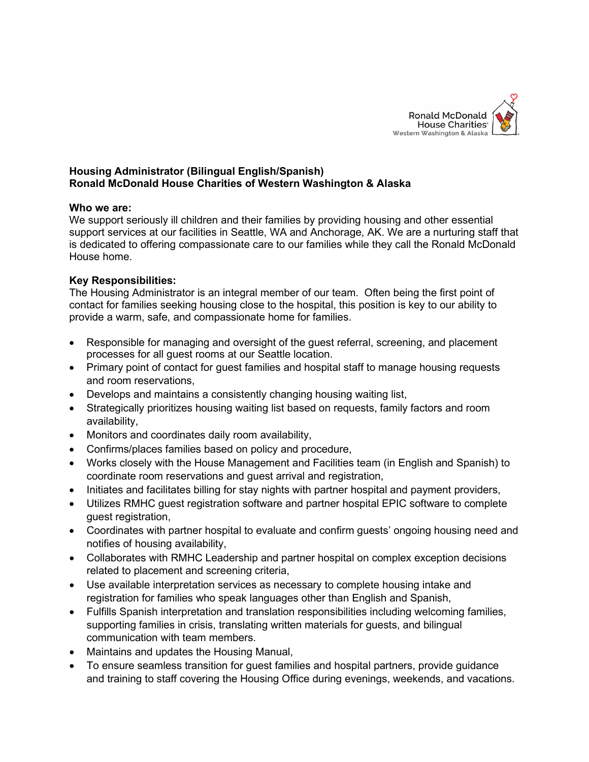Ronald McDonald House Charities
Western Washington & Alaska

**Housing Administrator (Bilingual English/Spanish)**
**Ronald McDonald House Charities of Western Washington & Alaska**

**Who we are:**
We support seriously ill children and their families by providing housing and other essential support services at our facilities in Seattle, WA and Anchorage, AK. We are a nurturing staff that is dedicated to offering compassionate care to our families while they call the Ronald McDonald House home.

**Key Responsibilities:**
The Housing Administrator is an integral member of our team. Often being the first point of contact for families seeking housing close to the hospital, this position is key to our ability to provide a warm, safe, and compassionate home for families.

- Responsible for managing and oversight of the guest referral, screening, and placement processes for all guest rooms at our Seattle location.
- Primary point of contact for guest families and hospital staff to manage housing requests and room reservations,
- Develops and maintains a consistently changing housing waiting list,
- Strategically prioritizes housing waiting list based on requests, family factors and room availability,
- Monitors and coordinates daily room availability,
- Confirms/places families based on policy and procedure,
- Works closely with the House Management and Facilities team (in English and Spanish) to coordinate room reservations and guest arrival and registration,
- Initiates and facilitates billing for stay nights with partner hospital and payment providers,
- Utilizes RMHC guest registration software and partner hospital EPIC software to complete guest registration,
- Coordinates with partner hospital to evaluate and confirm guests' ongoing housing need and notifies of housing availability,
- Collaborates with RMHC Leadership and partner hospital on complex exception decisions related to placement and screening criteria,
- Use available interpretation services as necessary to complete housing intake and registration for families who speak languages other than English and Spanish,
- Fulfills Spanish interpretation and translation responsibilities including welcoming families, supporting families in crisis, translating written materials for guests, and bilingual communication with team members.
- Maintains and updates the Housing Manual,
- To ensure seamless transition for guest families and hospital partners, provide guidance and training to staff covering the Housing Office during evenings, weekends, and vacations.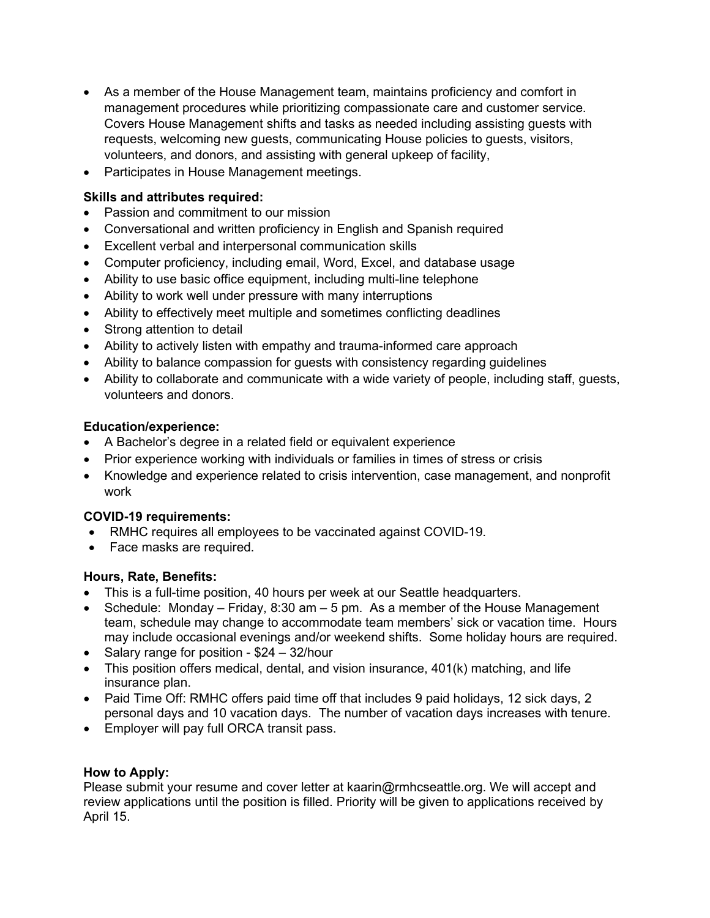- As a member of the House Management team, maintains proficiency and comfort in management procedures while prioritizing compassionate care and customer service. Covers House Management shifts and tasks as needed including assisting guests with requests, welcoming new guests, communicating House policies to guests, visitors, volunteers, and donors, and assisting with general upkeep of facility,
- Participates in House Management meetings.

**Skills and attributes required:**

- Passion and commitment to our mission
- Conversational and written proficiency in English and Spanish required
- Excellent verbal and interpersonal communication skills
- Computer proficiency, including email, Word, Excel, and database usage
- Ability to use basic office equipment, including multi-line telephone
- Ability to work well under pressure with many interruptions
- Ability to effectively meet multiple and sometimes conflicting deadlines
- Strong attention to detail
- Ability to actively listen with empathy and trauma-informed care approach
- Ability to balance compassion for guests with consistency regarding guidelines
- Ability to collaborate and communicate with a wide variety of people, including staff, guests, volunteers and donors.

**Education/experience:**

- A Bachelor's degree in a related field or equivalent experience
- Prior experience working with individuals or families in times of stress or crisis
- Knowledge and experience related to crisis intervention, case management, and nonprofit work

**COVID-19 requirements:**

- RMHC requires all employees to be vaccinated against COVID-19.
- Face masks are required.

**Hours, Rate, Benefits:**

- This is a full-time position, 40 hours per week at our Seattle headquarters.
- Schedule: Monday – Friday, 8:30 am – 5 pm. As a member of the House Management team, schedule may change to accommodate team members' sick or vacation time. Hours may include occasional evenings and/or weekend shifts. Some holiday hours are required.
- Salary range for position - $24 – 32/hour
- This position offers medical, dental, and vision insurance, 401(k) matching, and life insurance plan.
- Paid Time Off: RMHC offers paid time off that includes 9 paid holidays, 12 sick days, 2 personal days and 10 vacation days. The number of vacation days increases with tenure.
- Employer will pay full ORCA transit pass.

**How to Apply:**

Please submit your resume and cover letter at kaarin@rmhcseattle.org. We will accept and review applications until the position is filled. Priority will be given to applications received by April 15.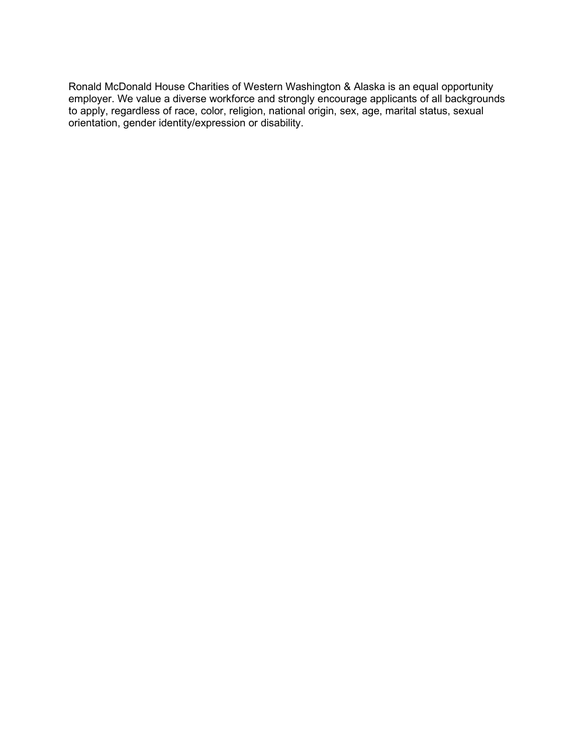Ronald McDonald House Charities of Western Washington & Alaska is an equal opportunity employer. We value a diverse workforce and strongly encourage applicants of all backgrounds to apply, regardless of race, color, religion, national origin, sex, age, marital status, sexual orientation, gender identity/expression or disability.